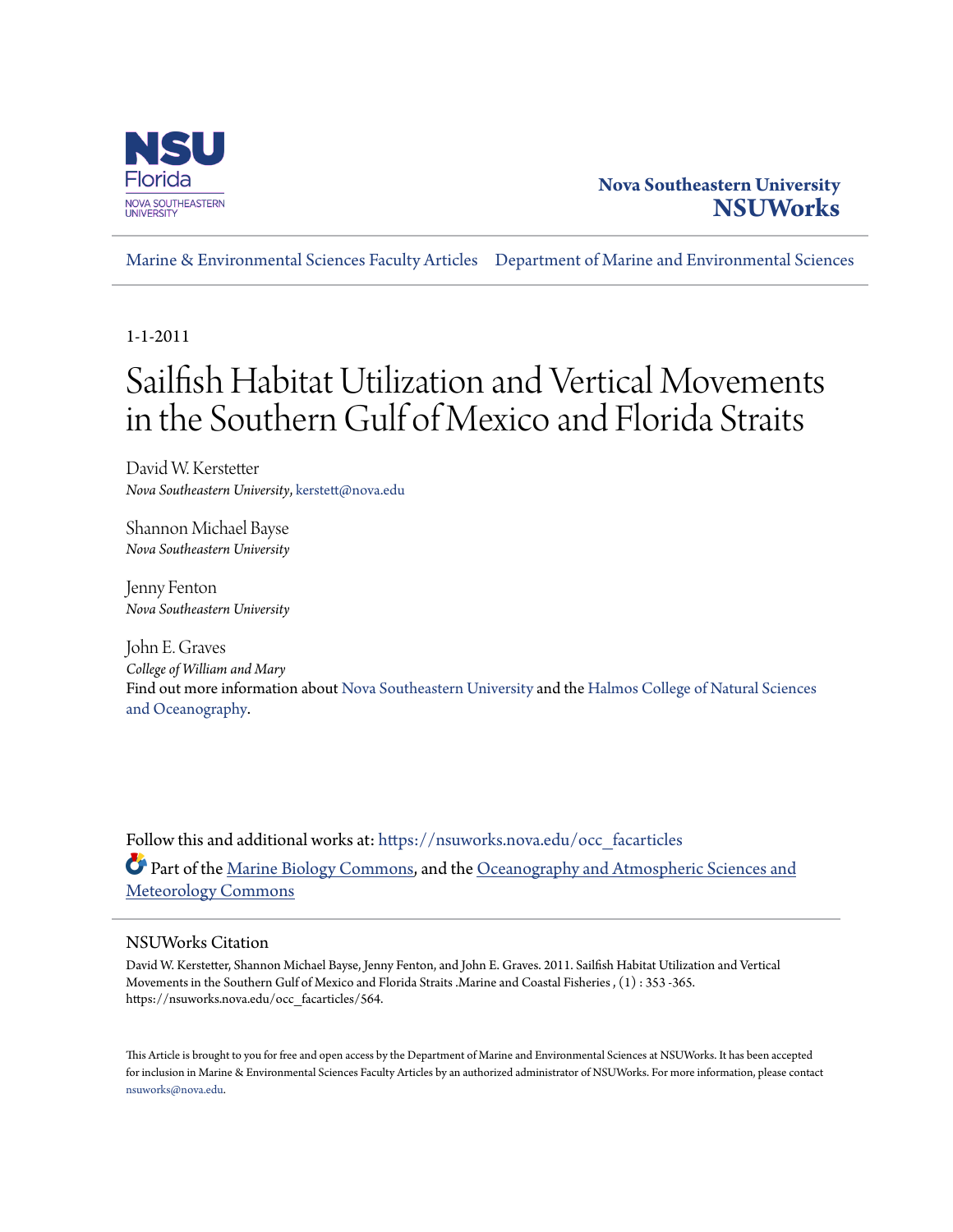Nova Southeastern University
**NSUWorks**

Marine & Environmental Sciences Faculty Articles    Department of Marine and Environmental Sciences

1-1-2011

# Sailfish Habitat Utilization and Vertical Movements in the Southern Gulf of Mexico and Florida Straits

David W. Kerstetter
*Nova Southeastern University*, kerstett@nova.edu

Shannon Michael Bayse
*Nova Southeastern University*

Jenny Fenton
*Nova Southeastern University*

John E. Graves
*College of William and Mary*

Find out more information about Nova Southeastern University and the Halmos College of Natural Sciences and Oceanography.

Follow this and additional works at: https://nsuworks.nova.edu/occ_facarticles

Part of the Marine Biology Commons, and the Oceanography and Atmospheric Sciences and Meteorology Commons

## NSUWorks Citation

David W. Kerstetter, Shannon Michael Bayse, Jenny Fenton, and John E. Graves. 2011. Sailfish Habitat Utilization and Vertical Movements in the Southern Gulf of Mexico and Florida Straits .Marine and Coastal Fisheries , (1) : 353 -365. https://nsuworks.nova.edu/occ_facarticles/564.

This Article is brought to you for free and open access by the Department of Marine and Environmental Sciences at NSUWorks. It has been accepted for inclusion in Marine & Environmental Sciences Faculty Articles by an authorized administrator of NSUWorks. For more information, please contact nsuworks@nova.edu.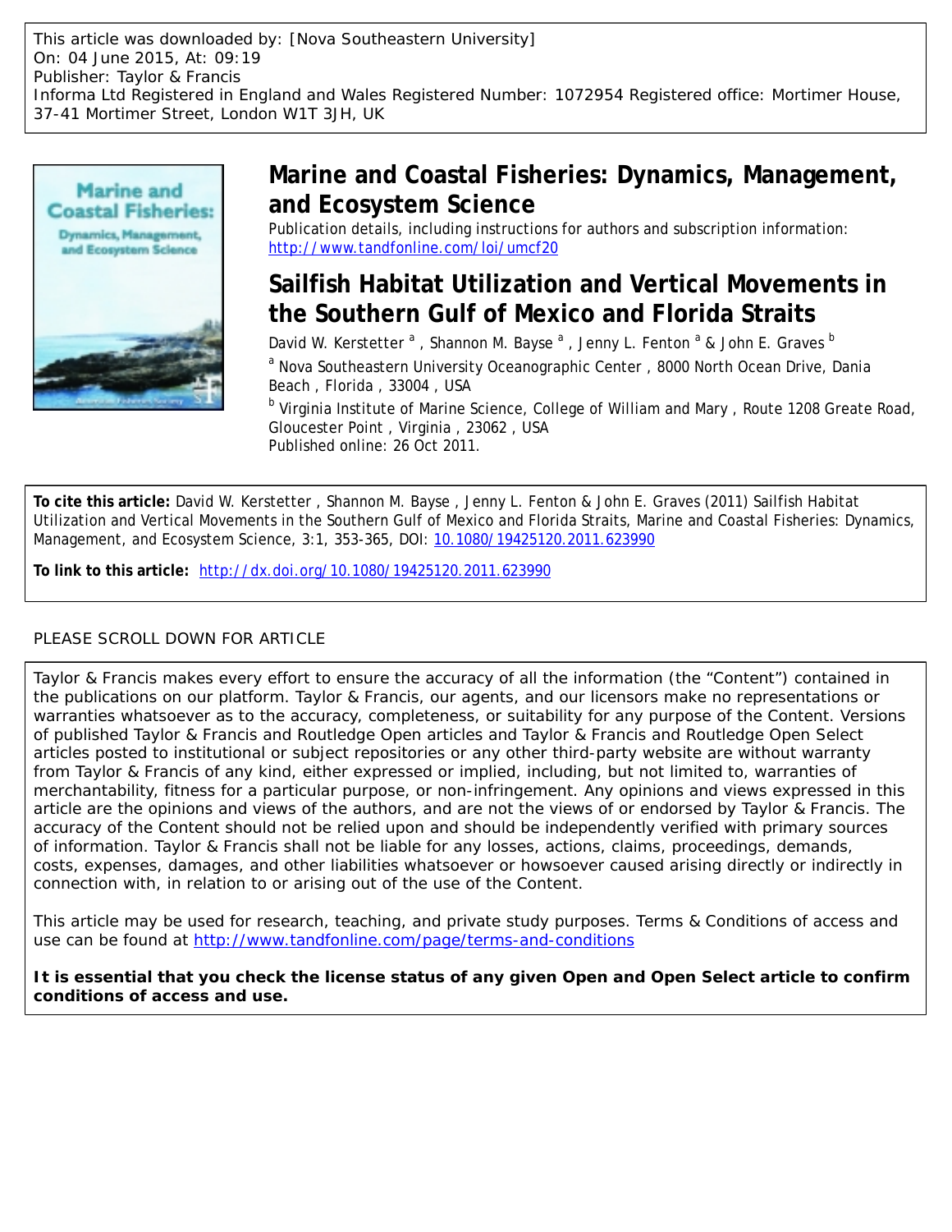This article was downloaded by: [Nova Southeastern University]
On: 04 June 2015, At: 09:19
Publisher: Taylor & Francis
Informa Ltd Registered in England and Wales Registered Number: 1072954 Registered office: Mortimer House, 37-41 Mortimer Street, London W1T 3JH, UK

# Marine and Coastal Fisheries: Dynamics, Management, and Ecosystem Science

Publication details, including instructions for authors and subscription information:
http://www.tandfonline.com/loi/umcf20

## Sailfish Habitat Utilization and Vertical Movements in the Southern Gulf of Mexico and Florida Straits

David W. Kerstetter [a] , Shannon M. Bayse [a] , Jenny L. Fenton [a] & John E. Graves [b]

[a] Nova Southeastern University Oceanographic Center , 8000 North Ocean Drive, Dania Beach , Florida , 33004 , USA

[b] Virginia Institute of Marine Science, College of William and Mary , Route 1208 Greate Road, Gloucester Point , Virginia , 23062 , USA

Published online: 26 Oct 2011.

**To cite this article:** David W. Kerstetter , Shannon M. Bayse , Jenny L. Fenton & John E. Graves (2011) Sailfish Habitat Utilization and Vertical Movements in the Southern Gulf of Mexico and Florida Straits, Marine and Coastal Fisheries: Dynamics, Management, and Ecosystem Science, 3:1, 353-365, DOI: 10.1080/19425120.2011.623990

**To link to this article:** http://dx.doi.org/10.1080/19425120.2011.623990

PLEASE SCROLL DOWN FOR ARTICLE

Taylor & Francis makes every effort to ensure the accuracy of all the information (the "Content") contained in the publications on our platform. Taylor & Francis, our agents, and our licensors make no representations or warranties whatsoever as to the accuracy, completeness, or suitability for any purpose of the Content. Versions of published Taylor & Francis and Routledge Open articles and Taylor & Francis and Routledge Open Select articles posted to institutional or subject repositories or any other third-party website are without warranty from Taylor & Francis of any kind, either expressed or implied, including, but not limited to, warranties of merchantability, fitness for a particular purpose, or non-infringement. Any opinions and views expressed in this article are the opinions and views of the authors, and are not the views of or endorsed by Taylor & Francis. The accuracy of the Content should not be relied upon and should be independently verified with primary sources of information. Taylor & Francis shall not be liable for any losses, actions, claims, proceedings, demands, costs, expenses, damages, and other liabilities whatsoever or howsoever caused arising directly or indirectly in connection with, in relation to or arising out of the use of the Content.

This article may be used for research, teaching, and private study purposes. Terms & Conditions of access and use can be found at http://www.tandfonline.com/page/terms-and-conditions

**It is essential that you check the license status of any given Open and Open Select article to confirm conditions of access and use.**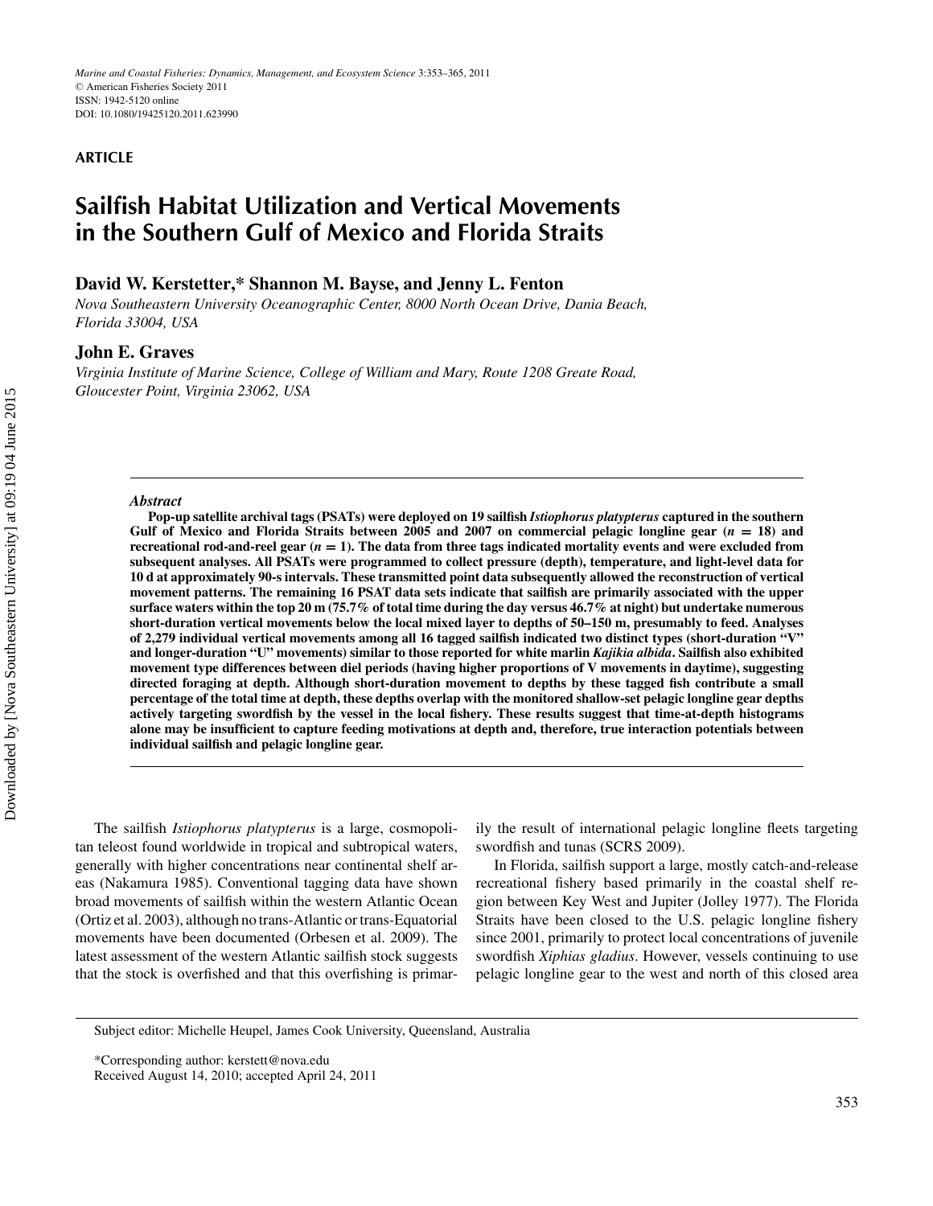**ARTICLE**

# Sailfish Habitat Utilization and Vertical Movements in the Southern Gulf of Mexico and Florida Straits

**David W. Kerstetter,* Shannon M. Bayse, and Jenny L. Fenton**

*Nova Southeastern University Oceanographic Center, 8000 North Ocean Drive, Dania Beach, Florida 33004, USA*

**John E. Graves**

*Virginia Institute of Marine Science, College of William and Mary, Route 1208 Greate Road, Gloucester Point, Virginia 23062, USA*

### *Abstract*

**Pop-up satellite archival tags (PSATs) were deployed on 19 sailfish *Istiophorus platypterus* captured in the southern Gulf of Mexico and Florida Straits between 2005 and 2007 on commercial pelagic longline gear (*n* = 18) and recreational rod-and-reel gear (*n* = 1). The data from three tags indicated mortality events and were excluded from subsequent analyses. All PSATs were programmed to collect pressure (depth), temperature, and light-level data for 10 d at approximately 90-s intervals. These transmitted point data subsequently allowed the reconstruction of vertical movement patterns. The remaining 16 PSAT data sets indicate that sailfish are primarily associated with the upper surface waters within the top 20 m (75.7% of total time during the day versus 46.7% at night) but undertake numerous short-duration vertical movements below the local mixed layer to depths of 50–150 m, presumably to feed. Analyses of 2,279 individual vertical movements among all 16 tagged sailfish indicated two distinct types (short-duration "V" and longer-duration "U" movements) similar to those reported for white marlin *Kajikia albida*. Sailfish also exhibited movement type differences between diel periods (having higher proportions of V movements in daytime), suggesting directed foraging at depth. Although short-duration movement to depths by these tagged fish contribute a small percentage of the total time at depth, these depths overlap with the monitored shallow-set pelagic longline gear depths actively targeting swordfish by the vessel in the local fishery. These results suggest that time-at-depth histograms alone may be insufficient to capture feeding motivations at depth and, therefore, true interaction potentials between individual sailfish and pelagic longline gear.**

The sailfish *Istiophorus platypterus* is a large, cosmopolitan teleost found worldwide in tropical and subtropical waters, generally with higher concentrations near continental shelf areas (Nakamura 1985). Conventional tagging data have shown broad movements of sailfish within the western Atlantic Ocean (Ortiz et al. 2003), although no trans-Atlantic or trans-Equatorial movements have been documented (Orbesen et al. 2009). The latest assessment of the western Atlantic sailfish stock suggests that the stock is overfished and that this overfishing is primarily the result of international pelagic longline fleets targeting swordfish and tunas (SCRS 2009).

In Florida, sailfish support a large, mostly catch-and-release recreational fishery based primarily in the coastal shelf region between Key West and Jupiter (Jolley 1977). The Florida Straits have been closed to the U.S. pelagic longline fishery since 2001, primarily to protect local concentrations of juvenile swordfish *Xiphias gladius*. However, vessels continuing to use pelagic longline gear to the west and north of this closed area

Subject editor: Michelle Heupel, James Cook University, Queensland, Australia

*Corresponding author: kerstett@nova.edu
Received August 14, 2010; accepted April 24, 2011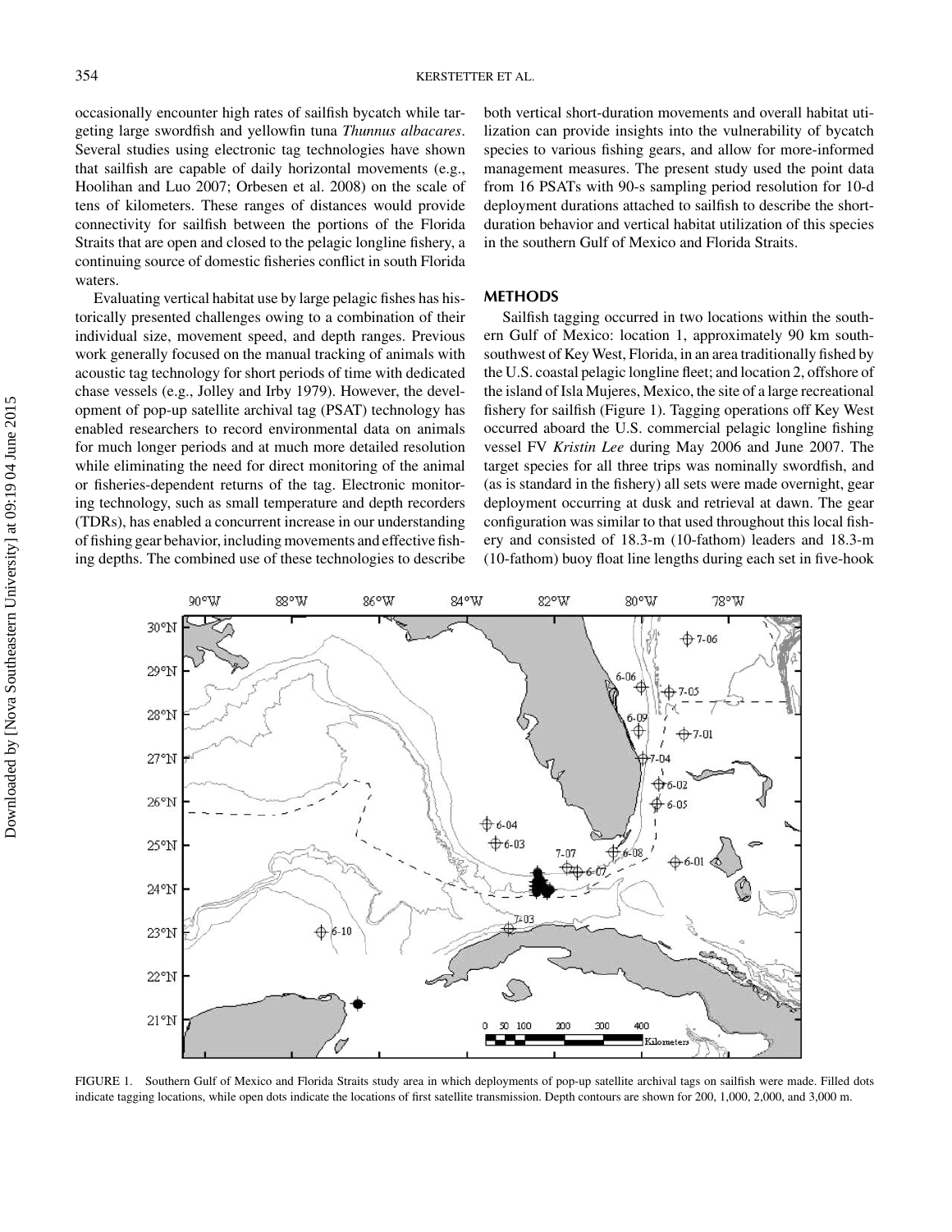occasionally encounter high rates of sailfish bycatch while targeting large swordfish and yellowfin tuna *Thunnus albacares*. Several studies using electronic tag technologies have shown that sailfish are capable of daily horizontal movements (e.g., Hoolihan and Luo 2007; Orbesen et al. 2008) on the scale of tens of kilometers. These ranges of distances would provide connectivity for sailfish between the portions of the Florida Straits that are open and closed to the pelagic longline fishery, a continuing source of domestic fisheries conflict in south Florida waters.

Evaluating vertical habitat use by large pelagic fishes has historically presented challenges owing to a combination of their individual size, movement speed, and depth ranges. Previous work generally focused on the manual tracking of animals with acoustic tag technology for short periods of time with dedicated chase vessels (e.g., Jolley and Irby 1979). However, the development of pop-up satellite archival tag (PSAT) technology has enabled researchers to record environmental data on animals for much longer periods and at much more detailed resolution while eliminating the need for direct monitoring of the animal or fisheries-dependent returns of the tag. Electronic monitoring technology, such as small temperature and depth recorders (TDRs), has enabled a concurrent increase in our understanding of fishing gear behavior, including movements and effective fishing depths. The combined use of these technologies to describe both vertical short-duration movements and overall habitat utilization can provide insights into the vulnerability of bycatch species to various fishing gears, and allow for more-informed management measures. The present study used the point data from 16 PSATs with 90-s sampling period resolution for 10-d deployment durations attached to sailfish to describe the short-duration behavior and vertical habitat utilization of this species in the southern Gulf of Mexico and Florida Straits.

## METHODS

Sailfish tagging occurred in two locations within the southern Gulf of Mexico: location 1, approximately 90 km south-southwest of Key West, Florida, in an area traditionally fished by the U.S. coastal pelagic longline fleet; and location 2, offshore of the island of Isla Mujeres, Mexico, the site of a large recreational fishery for sailfish (Figure 1). Tagging operations off Key West occurred aboard the U.S. commercial pelagic longline fishing vessel FV *Kristin Lee* during May 2006 and June 2007. The target species for all three trips was nominally swordfish, and (as is standard in the fishery) all sets were made overnight, gear deployment occurring at dusk and retrieval at dawn. The gear configuration was similar to that used throughout this local fishery and consisted of 18.3-m (10-fathom) leaders and 18.3-m (10-fathom) buoy float line lengths during each set in five-hook

FIGURE 1. Southern Gulf of Mexico and Florida Straits study area in which deployments of pop-up satellite archival tags on sailfish were made. Filled dots indicate tagging locations, while open dots indicate the locations of first satellite transmission. Depth contours are shown for 200, 1,000, 2,000, and 3,000 m.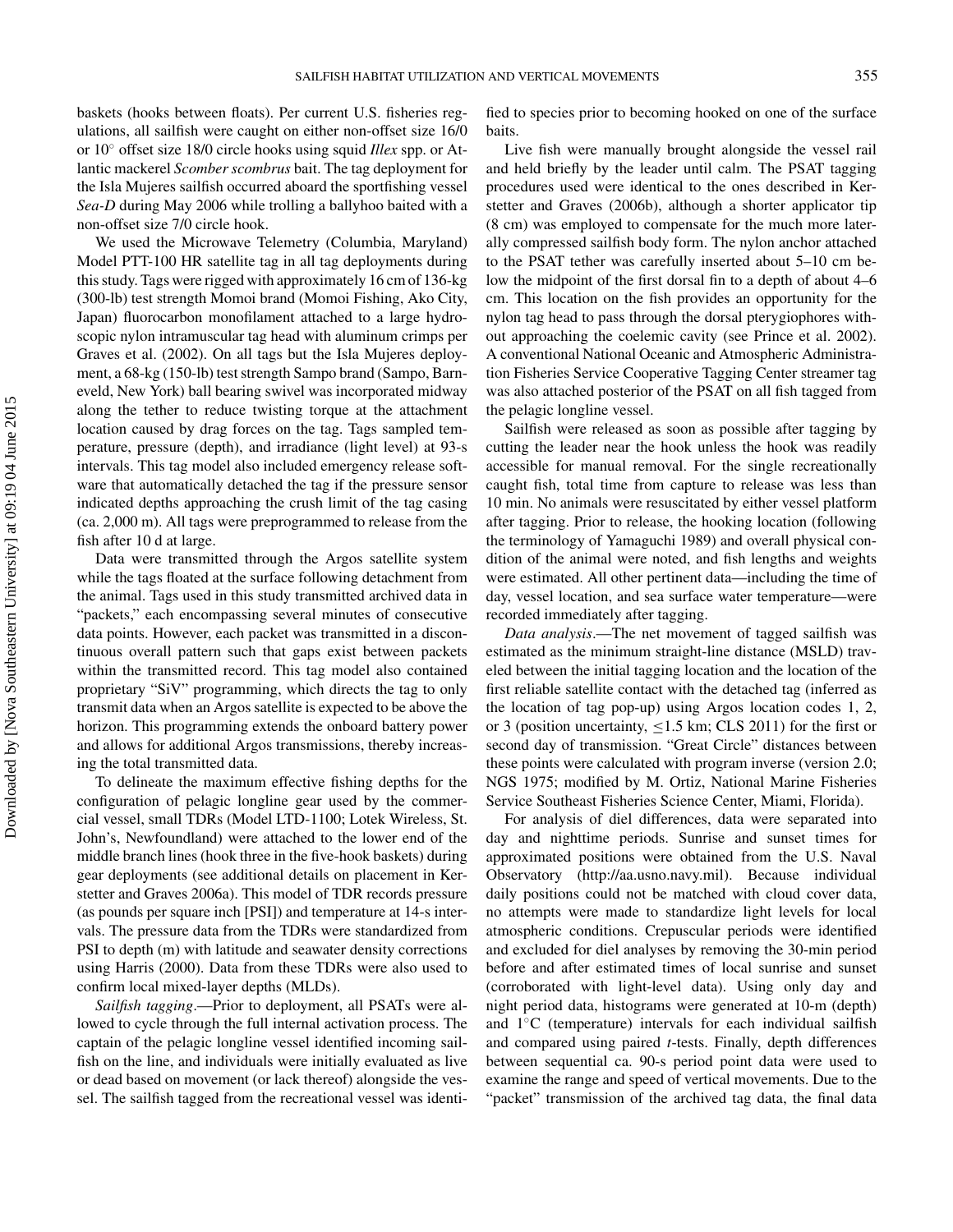baskets (hooks between floats). Per current U.S. fisheries regulations, all sailfish were caught on either non-offset size 16/0 or 10° offset size 18/0 circle hooks using squid *Illex* spp. or Atlantic mackerel *Scomber scombrus* bait. The tag deployment for the Isla Mujeres sailfish occurred aboard the sportfishing vessel *Sea-D* during May 2006 while trolling a ballyhoo baited with a non-offset size 7/0 circle hook.

We used the Microwave Telemetry (Columbia, Maryland) Model PTT-100 HR satellite tag in all tag deployments during this study. Tags were rigged with approximately 16 cm of 136-kg (300-lb) test strength Momoi brand (Momoi Fishing, Ako City, Japan) fluorocarbon monofilament attached to a large hydroscopic nylon intramuscular tag head with aluminum crimps per Graves et al. (2002). On all tags but the Isla Mujeres deployment, a 68-kg (150-lb) test strength Sampo brand (Sampo, Barneveld, New York) ball bearing swivel was incorporated midway along the tether to reduce twisting torque at the attachment location caused by drag forces on the tag. Tags sampled temperature, pressure (depth), and irradiance (light level) at 93-s intervals. This tag model also included emergency release software that automatically detached the tag if the pressure sensor indicated depths approaching the crush limit of the tag casing (ca. 2,000 m). All tags were preprogrammed to release from the fish after 10 d at large.

Data were transmitted through the Argos satellite system while the tags floated at the surface following detachment from the animal. Tags used in this study transmitted archived data in "packets," each encompassing several minutes of consecutive data points. However, each packet was transmitted in a discontinuous overall pattern such that gaps exist between packets within the transmitted record. This tag model also contained proprietary "SiV" programming, which directs the tag to only transmit data when an Argos satellite is expected to be above the horizon. This programming extends the onboard battery power and allows for additional Argos transmissions, thereby increasing the total transmitted data.

To delineate the maximum effective fishing depths for the configuration of pelagic longline gear used by the commercial vessel, small TDRs (Model LTD-1100; Lotek Wireless, St. John's, Newfoundland) were attached to the lower end of the middle branch lines (hook three in the five-hook baskets) during gear deployments (see additional details on placement in Kerstetter and Graves 2006a). This model of TDR records pressure (as pounds per square inch [PSI]) and temperature at 14-s intervals. The pressure data from the TDRs were standardized from PSI to depth (m) with latitude and seawater density corrections using Harris (2000). Data from these TDRs were also used to confirm local mixed-layer depths (MLDs).

*Sailfish tagging*.—Prior to deployment, all PSATs were allowed to cycle through the full internal activation process. The captain of the pelagic longline vessel identified incoming sailfish on the line, and individuals were initially evaluated as live or dead based on movement (or lack thereof) alongside the vessel. The sailfish tagged from the recreational vessel was identified to species prior to becoming hooked on one of the surface baits.

Live fish were manually brought alongside the vessel rail and held briefly by the leader until calm. The PSAT tagging procedures used were identical to the ones described in Kerstetter and Graves (2006b), although a shorter applicator tip (8 cm) was employed to compensate for the much more laterally compressed sailfish body form. The nylon anchor attached to the PSAT tether was carefully inserted about 5–10 cm below the midpoint of the first dorsal fin to a depth of about 4–6 cm. This location on the fish provides an opportunity for the nylon tag head to pass through the dorsal pterygiophores without approaching the coelemic cavity (see Prince et al. 2002). A conventional National Oceanic and Atmospheric Administration Fisheries Service Cooperative Tagging Center streamer tag was also attached posterior of the PSAT on all fish tagged from the pelagic longline vessel.

Sailfish were released as soon as possible after tagging by cutting the leader near the hook unless the hook was readily accessible for manual removal. For the single recreationally caught fish, total time from capture to release was less than 10 min. No animals were resuscitated by either vessel platform after tagging. Prior to release, the hooking location (following the terminology of Yamaguchi 1989) and overall physical condition of the animal were noted, and fish lengths and weights were estimated. All other pertinent data—including the time of day, vessel location, and sea surface water temperature—were recorded immediately after tagging.

*Data analysis*.—The net movement of tagged sailfish was estimated as the minimum straight-line distance (MSLD) traveled between the initial tagging location and the location of the first reliable satellite contact with the detached tag (inferred as the location of tag pop-up) using Argos location codes 1, 2, or 3 (position uncertainty, ≤1.5 km; CLS 2011) for the first or second day of transmission. "Great Circle" distances between these points were calculated with program inverse (version 2.0; NGS 1975; modified by M. Ortiz, National Marine Fisheries Service Southeast Fisheries Science Center, Miami, Florida).

For analysis of diel differences, data were separated into day and nighttime periods. Sunrise and sunset times for approximated positions were obtained from the U.S. Naval Observatory (http://aa.usno.navy.mil). Because individual daily positions could not be matched with cloud cover data, no attempts were made to standardize light levels for local atmospheric conditions. Crepuscular periods were identified and excluded for diel analyses by removing the 30-min period before and after estimated times of local sunrise and sunset (corroborated with light-level data). Using only day and night period data, histograms were generated at 10-m (depth) and 1°C (temperature) intervals for each individual sailfish and compared using paired *t*-tests. Finally, depth differences between sequential ca. 90-s period point data were used to examine the range and speed of vertical movements. Due to the "packet" transmission of the archived tag data, the final data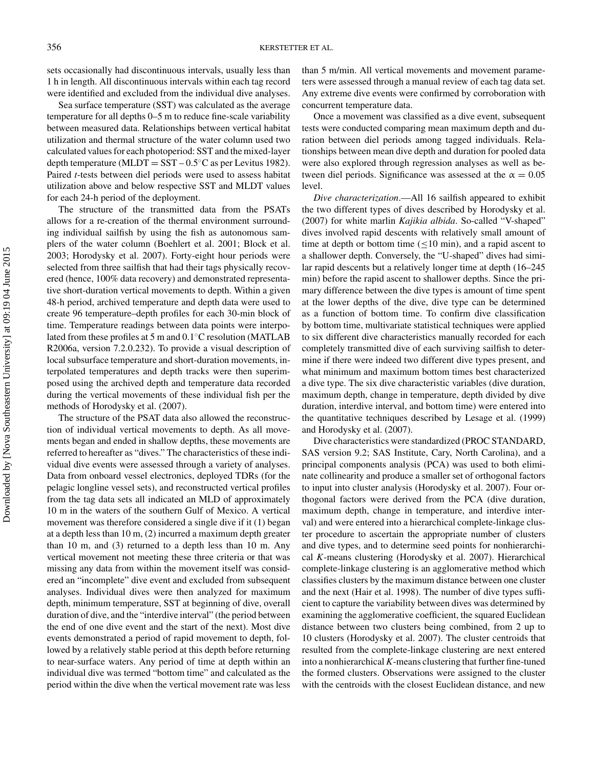sets occasionally had discontinuous intervals, usually less than 1 h in length. All discontinuous intervals within each tag record were identified and excluded from the individual dive analyses.

Sea surface temperature (SST) was calculated as the average temperature for all depths 0–5 m to reduce fine-scale variability between measured data. Relationships between vertical habitat utilization and thermal structure of the water column used two calculated values for each photoperiod: SST and the mixed-layer depth temperature (MLDT = SST – 0.5°C as per Levitus 1982). Paired *t*-tests between diel periods were used to assess habitat utilization above and below respective SST and MLDT values for each 24-h period of the deployment.

The structure of the transmitted data from the PSATs allows for a re-creation of the thermal environment surrounding individual sailfish by using the fish as autonomous samplers of the water column (Boehlert et al. 2001; Block et al. 2003; Horodysky et al. 2007). Forty-eight hour periods were selected from three sailfish that had their tags physically recovered (hence, 100% data recovery) and demonstrated representative short-duration vertical movements to depth. Within a given 48-h period, archived temperature and depth data were used to create 96 temperature–depth profiles for each 30-min block of time. Temperature readings between data points were interpolated from these profiles at 5 m and 0.1°C resolution (MATLAB R2006a, version 7.2.0.232). To provide a visual description of local subsurface temperature and short-duration movements, interpolated temperatures and depth tracks were then superimposed using the archived depth and temperature data recorded during the vertical movements of these individual fish per the methods of Horodysky et al. (2007).

The structure of the PSAT data also allowed the reconstruction of individual vertical movements to depth. As all movements began and ended in shallow depths, these movements are referred to hereafter as "dives." The characteristics of these individual dive events were assessed through a variety of analyses. Data from onboard vessel electronics, deployed TDRs (for the pelagic longline vessel sets), and reconstructed vertical profiles from the tag data sets all indicated an MLD of approximately 10 m in the waters of the southern Gulf of Mexico. A vertical movement was therefore considered a single dive if it (1) began at a depth less than 10 m, (2) incurred a maximum depth greater than 10 m, and (3) returned to a depth less than 10 m. Any vertical movement not meeting these three criteria or that was missing any data from within the movement itself was considered an "incomplete" dive event and excluded from subsequent analyses. Individual dives were then analyzed for maximum depth, minimum temperature, SST at beginning of dive, overall duration of dive, and the "interdive interval" (the period between the end of one dive event and the start of the next). Most dive events demonstrated a period of rapid movement to depth, followed by a relatively stable period at this depth before returning to near-surface waters. Any period of time at depth within an individual dive was termed "bottom time" and calculated as the period within the dive when the vertical movement rate was less than 5 m/min. All vertical movements and movement parameters were assessed through a manual review of each tag data set. Any extreme dive events were confirmed by corroboration with concurrent temperature data.

Once a movement was classified as a dive event, subsequent tests were conducted comparing mean maximum depth and duration between diel periods among tagged individuals. Relationships between mean dive depth and duration for pooled data were also explored through regression analyses as well as between diel periods. Significance was assessed at the $\alpha = 0.05$ level.

*Dive characterization*.—All 16 sailfish appeared to exhibit the two different types of dives described by Horodysky et al. (2007) for white marlin *Kajikia albida*. So-called "V-shaped" dives involved rapid descents with relatively small amount of time at depth or bottom time ($\leq$10 min), and a rapid ascent to a shallower depth. Conversely, the "U-shaped" dives had similar rapid descents but a relatively longer time at depth (16–245 min) before the rapid ascent to shallower depths. Since the primary difference between the dive types is amount of time spent at the lower depths of the dive, dive type can be determined as a function of bottom time. To confirm dive classification by bottom time, multivariate statistical techniques were applied to six different dive characteristics manually recorded for each completely transmitted dive of each surviving sailfish to determine if there were indeed two different dive types present, and what minimum and maximum bottom times best characterized a dive type. The six dive characteristic variables (dive duration, maximum depth, change in temperature, depth divided by dive duration, interdive interval, and bottom time) were entered into the quantitative techniques described by Lesage et al. (1999) and Horodysky et al. (2007).

Dive characteristics were standardized (PROC STANDARD, SAS version 9.2; SAS Institute, Cary, North Carolina), and a principal components analysis (PCA) was used to both eliminate collinearity and produce a smaller set of orthogonal factors to input into cluster analysis (Horodysky et al. 2007). Four orthogonal factors were derived from the PCA (dive duration, maximum depth, change in temperature, and interdive interval) and were entered into a hierarchical complete-linkage cluster procedure to ascertain the appropriate number of clusters and dive types, and to determine seed points for nonhierarchical *K*-means clustering (Horodysky et al. 2007). Hierarchical complete-linkage clustering is an agglomerative method which classifies clusters by the maximum distance between one cluster and the next (Hair et al. 1998). The number of dive types sufficient to capture the variability between dives was determined by examining the agglomerative coefficient, the squared Euclidean distance between two clusters being combined, from 2 up to 10 clusters (Horodysky et al. 2007). The cluster centroids that resulted from the complete-linkage clustering are next entered into a nonhierarchical *K*-means clustering that further fine-tuned the formed clusters. Observations were assigned to the cluster with the centroids with the closest Euclidean distance, and new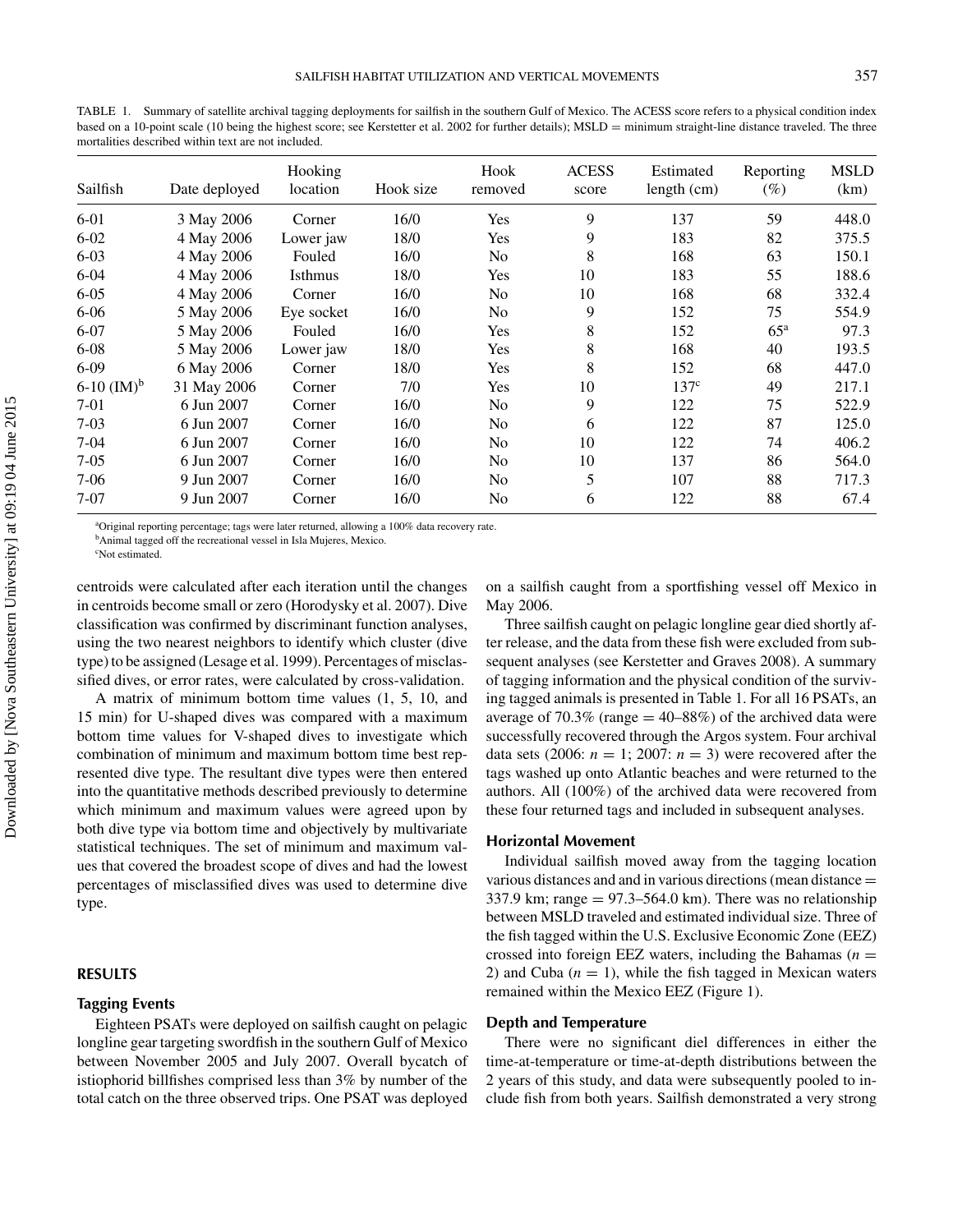TABLE 1. Summary of satellite archival tagging deployments for sailfish in the southern Gulf of Mexico. The ACESS score refers to a physical condition index based on a 10-point scale (10 being the highest score; see Kerstetter et al. 2002 for further details); MSLD = minimum straight-line distance traveled. The three mortalities described within text are not included.

| Sailfish | Date deployed | Hooking location | Hook size | Hook removed | ACESS score | Estimated length (cm) | Reporting (%) | MSLD (km) |
|---|---|---|---|---|---|---|---|---|
| 6-01 | 3 May 2006 | Corner | 16/0 | Yes | 9 | 137 | 59 | 448.0 |
| 6-02 | 4 May 2006 | Lower jaw | 18/0 | Yes | 9 | 183 | 82 | 375.5 |
| 6-03 | 4 May 2006 | Fouled | 16/0 | No | 8 | 168 | 63 | 150.1 |
| 6-04 | 4 May 2006 | Isthmus | 18/0 | Yes | 10 | 183 | 55 | 188.6 |
| 6-05 | 4 May 2006 | Corner | 16/0 | No | 10 | 168 | 68 | 332.4 |
| 6-06 | 5 May 2006 | Eye socket | 16/0 | No | 9 | 152 | 75 | 554.9 |
| 6-07 | 5 May 2006 | Fouled | 16/0 | Yes | 8 | 152 | 65[a] | 97.3 |
| 6-08 | 5 May 2006 | Lower jaw | 18/0 | Yes | 8 | 168 | 40 | 193.5 |
| 6-09 | 6 May 2006 | Corner | 18/0 | Yes | 8 | 152 | 68 | 447.0 |
| 6-10 (IM)[b] | 31 May 2006 | Corner | 7/0 | Yes | 10 | 137[c] | 49 | 217.1 |
| 7-01 | 6 Jun 2007 | Corner | 16/0 | No | 9 | 122 | 75 | 522.9 |
| 7-03 | 6 Jun 2007 | Corner | 16/0 | No | 6 | 122 | 87 | 125.0 |
| 7-04 | 6 Jun 2007 | Corner | 16/0 | No | 10 | 122 | 74 | 406.2 |
| 7-05 | 6 Jun 2007 | Corner | 16/0 | No | 10 | 137 | 86 | 564.0 |
| 7-06 | 9 Jun 2007 | Corner | 16/0 | No | 5 | 107 | 88 | 717.3 |
| 7-07 | 9 Jun 2007 | Corner | 16/0 | No | 6 | 122 | 88 | 67.4 |

[a]Original reporting percentage; tags were later returned, allowing a 100% data recovery rate.

[b]Animal tagged off the recreational vessel in Isla Mujeres, Mexico.

[c]Not estimated.

centroids were calculated after each iteration until the changes in centroids become small or zero (Horodysky et al. 2007). Dive classification was confirmed by discriminant function analyses, using the two nearest neighbors to identify which cluster (dive type) to be assigned (Lesage et al. 1999). Percentages of misclassified dives, or error rates, were calculated by cross-validation.

A matrix of minimum bottom time values (1, 5, 10, and 15 min) for U-shaped dives was compared with a maximum bottom time values for V-shaped dives to investigate which combination of minimum and maximum bottom time best represented dive type. The resultant dive types were then entered into the quantitative methods described previously to determine which minimum and maximum values were agreed upon by both dive type via bottom time and objectively by multivariate statistical techniques. The set of minimum and maximum values that covered the broadest scope of dives and had the lowest percentages of misclassified dives was used to determine dive type.

## RESULTS

### Tagging Events

Eighteen PSATs were deployed on sailfish caught on pelagic longline gear targeting swordfish in the southern Gulf of Mexico between November 2005 and July 2007. Overall bycatch of istiophorid billfishes comprised less than 3% by number of the total catch on the three observed trips. One PSAT was deployed on a sailfish caught from a sportfishing vessel off Mexico in May 2006.

Three sailfish caught on pelagic longline gear died shortly after release, and the data from these fish were excluded from subsequent analyses (see Kerstetter and Graves 2008). A summary of tagging information and the physical condition of the surviving tagged animals is presented in Table 1. For all 16 PSATs, an average of 70.3% (range = 40–88%) of the archived data were successfully recovered through the Argos system. Four archival data sets (2006: $n = 1$; 2007: $n = 3$) were recovered after the tags washed up onto Atlantic beaches and were returned to the authors. All (100%) of the archived data were recovered from these four returned tags and included in subsequent analyses.

### Horizontal Movement

Individual sailfish moved away from the tagging location various distances and in various directions (mean distance = 337.9 km; range = 97.3–564.0 km). There was no relationship between MSLD traveled and estimated individual size. Three of the fish tagged within the U.S. Exclusive Economic Zone (EEZ) crossed into foreign EEZ waters, including the Bahamas ($n = 2$) and Cuba ($n = 1$), while the fish tagged in Mexican waters remained within the Mexico EEZ (Figure 1).

### Depth and Temperature

There were no significant diel differences in either the time-at-temperature or time-at-depth distributions between the 2 years of this study, and data were subsequently pooled to include fish from both years. Sailfish demonstrated a very strong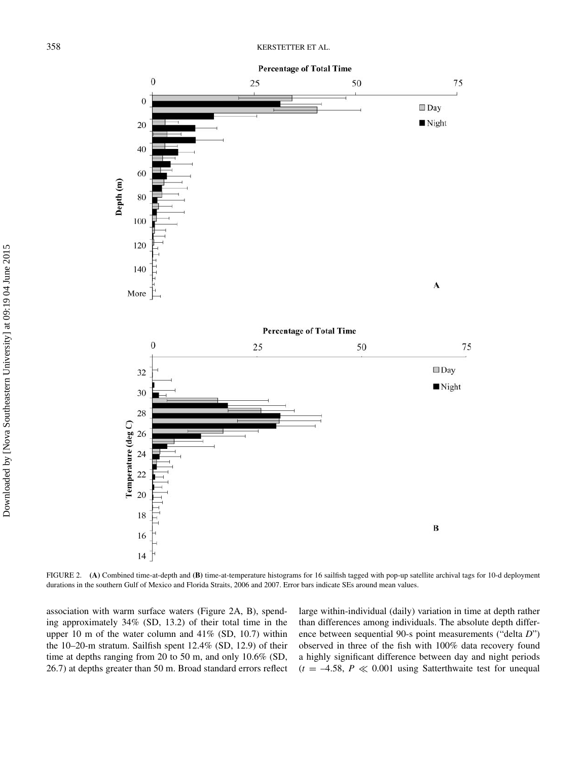FIGURE 2. (**A**) Combined time-at-depth and (**B**) time-at-temperature histograms for 16 sailfish tagged with pop-up satellite archival tags for 10-d deployment durations in the southern Gulf of Mexico and Florida Straits, 2006 and 2007. Error bars indicate SEs around mean values.

association with warm surface waters (Figure 2A, B), spending approximately 34% (SD, 13.2) of their total time in the upper 10 m of the water column and 41% (SD, 10.7) within the 10–20-m stratum. Sailfish spent 12.4% (SD, 12.9) of their time at depths ranging from 20 to 50 m, and only 10.6% (SD, 26.7) at depths greater than 50 m. Broad standard errors reflect large within-individual (daily) variation in time at depth rather than differences among individuals. The absolute depth difference between sequential 90-s point measurements ("delta *D*") observed in three of the fish with 100% data recovery found a highly significant difference between day and night periods ($t = -4.58$, $P \ll 0.001$ using Satterthwaite test for unequal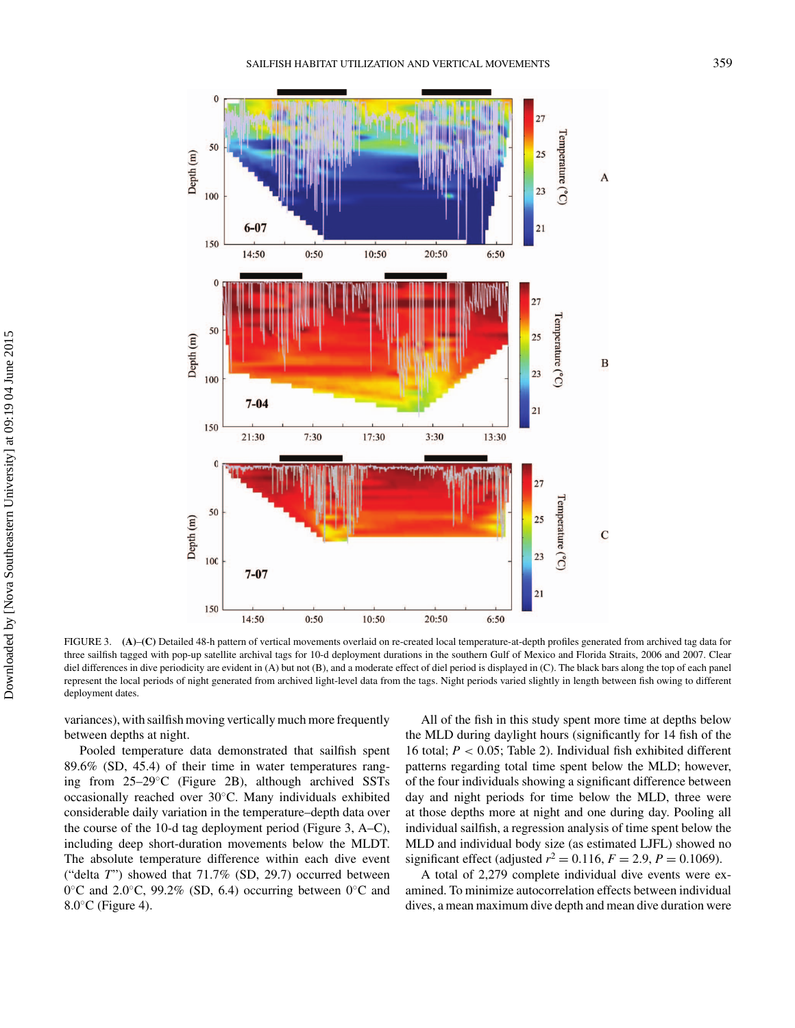FIGURE 3. **(A)–(C)** Detailed 48-h pattern of vertical movements overlaid on re-created local temperature-at-depth profiles generated from archived tag data for three sailfish tagged with pop-up satellite archival tags for 10-d deployment durations in the southern Gulf of Mexico and Florida Straits, 2006 and 2007. Clear diel differences in dive periodicity are evident in (A) but not (B), and a moderate effect of diel period is displayed in (C). The black bars along the top of each panel represent the local periods of night generated from archived light-level data from the tags. Night periods varied slightly in length between fish owing to different deployment dates.

variances), with sailfish moving vertically much more frequently between depths at night.

Pooled temperature data demonstrated that sailfish spent 89.6% (SD, 45.4) of their time in water temperatures ranging from 25–29°C (Figure 2B), although archived SSTs occasionally reached over 30°C. Many individuals exhibited considerable daily variation in the temperature–depth data over the course of the 10-d tag deployment period (Figure 3, A–C), including deep short-duration movements below the MLDT. The absolute temperature difference within each dive event ("delta *T*") showed that 71.7% (SD, 29.7) occurred between 0°C and 2.0°C, 99.2% (SD, 6.4) occurring between 0°C and 8.0°C (Figure 4).

All of the fish in this study spent more time at depths below the MLD during daylight hours (significantly for 14 fish of the 16 total; $P < 0.05$; Table 2). Individual fish exhibited different patterns regarding total time spent below the MLD; however, of the four individuals showing a significant difference between day and night periods for time below the MLD, three were at those depths more at night and one during day. Pooling all individual sailfish, a regression analysis of time spent below the MLD and individual body size (as estimated LJFL) showed no significant effect (adjusted $r^2 = 0.116$, $F = 2.9$, $P = 0.1069$).

A total of 2,279 complete individual dive events were examined. To minimize autocorrelation effects between individual dives, a mean maximum dive depth and mean dive duration were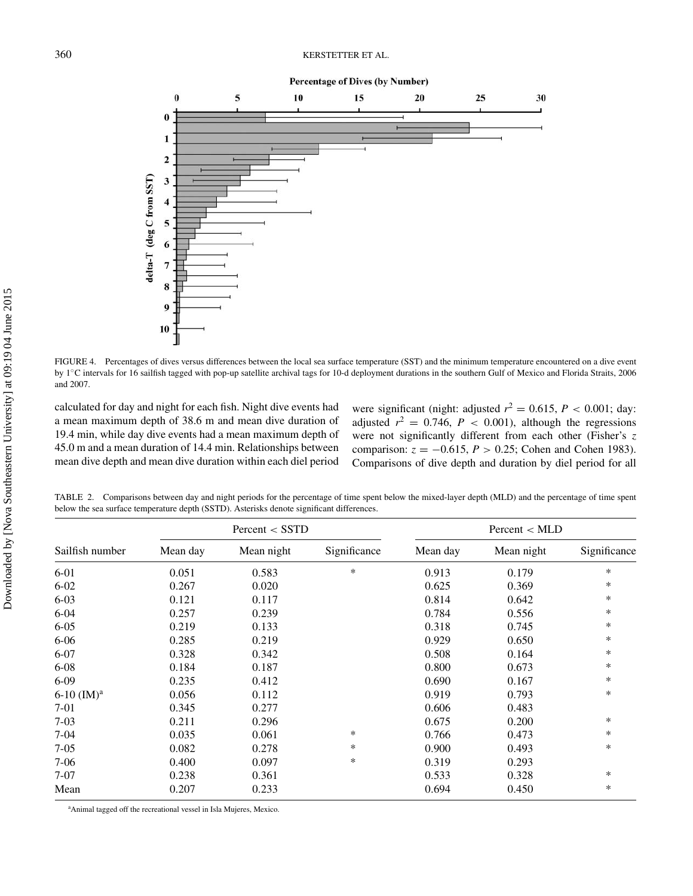FIGURE 4. Percentages of dives versus differences between the local sea surface temperature (SST) and the minimum temperature encountered on a dive event by 1°C intervals for 16 sailfish tagged with pop-up satellite archival tags for 10-d deployment durations in the southern Gulf of Mexico and Florida Straits, 2006 and 2007.

calculated for day and night for each fish. Night dive events had a mean maximum depth of 38.6 m and mean dive duration of 19.4 min, while day dive events had a mean maximum depth of 45.0 m and a mean duration of 14.4 min. Relationships between mean dive depth and mean dive duration within each diel period were significant (night: adjusted $r^2 = 0.615$, $P < 0.001$; day: adjusted $r^2 = 0.746$, $P < 0.001$), although the regressions were not significantly different from each other (Fisher's $z$ comparison: $z = -0.615$, $P > 0.25$; Cohen and Cohen 1983). Comparisons of dive depth and duration by diel period for all

TABLE 2. Comparisons between day and night periods for the percentage of time spent below the mixed-layer depth (MLD) and the percentage of time spent below the sea surface temperature depth (SSTD). Asterisks denote significant differences.

| Sailfish number | Percent < SSTD | | | Percent < MLD | | |
|---|---|---|---|---|---|---|
| | Mean day | Mean night | Significance | Mean day | Mean night | Significance |
| 6-01 | 0.051 | 0.583 | * | 0.913 | 0.179 | * |
| 6-02 | 0.267 | 0.020 | | 0.625 | 0.369 | * |
| 6-03 | 0.121 | 0.117 | | 0.814 | 0.642 | * |
| 6-04 | 0.257 | 0.239 | | 0.784 | 0.556 | * |
| 6-05 | 0.219 | 0.133 | | 0.318 | 0.745 | * |
| 6-06 | 0.285 | 0.219 | | 0.929 | 0.650 | * |
| 6-07 | 0.328 | 0.342 | | 0.508 | 0.164 | * |
| 6-08 | 0.184 | 0.187 | | 0.800 | 0.673 | * |
| 6-09 | 0.235 | 0.412 | | 0.690 | 0.167 | * |
| 6-10 (IM)[a] | 0.056 | 0.112 | | 0.919 | 0.793 | * |
| 7-01 | 0.345 | 0.277 | | 0.606 | 0.483 | |
| 7-03 | 0.211 | 0.296 | | 0.675 | 0.200 | * |
| 7-04 | 0.035 | 0.061 | * | 0.766 | 0.473 | * |
| 7-05 | 0.082 | 0.278 | * | 0.900 | 0.493 | * |
| 7-06 | 0.400 | 0.097 | * | 0.319 | 0.293 | |
| 7-07 | 0.238 | 0.361 | | 0.533 | 0.328 | * |
| Mean | 0.207 | 0.233 | | 0.694 | 0.450 | * |

[a]Animal tagged off the recreational vessel in Isla Mujeres, Mexico.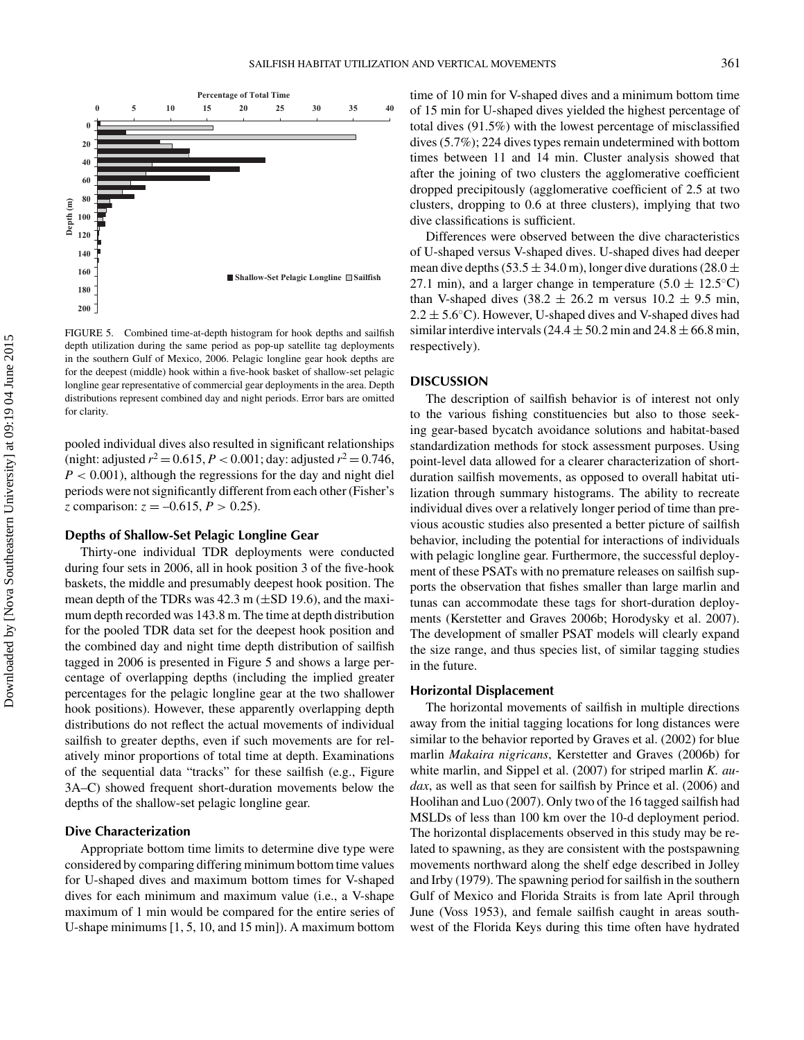FIGURE 5. Combined time-at-depth histogram for hook depths and sailfish depth utilization during the same period as pop-up satellite tag deployments in the southern Gulf of Mexico, 2006. Pelagic longline gear hook depths are for the deepest (middle) hook within a five-hook basket of shallow-set pelagic longline gear representative of commercial gear deployments in the area. Depth distributions represent combined day and night periods. Error bars are omitted for clarity.

pooled individual dives also resulted in significant relationships (night: adjusted $r^2 = 0.615$, $P < 0.001$; day: adjusted $r^2 = 0.746$, $P < 0.001$), although the regressions for the day and night diel periods were not significantly different from each other (Fisher's $z$ comparison: $z = -0.615$, $P > 0.25$).

### Depths of Shallow-Set Pelagic Longline Gear

Thirty-one individual TDR deployments were conducted during four sets in 2006, all in hook position 3 of the five-hook baskets, the middle and presumably deepest hook position. The mean depth of the TDRs was 42.3 m (±SD 19.6), and the maximum depth recorded was 143.8 m. The time at depth distribution for the pooled TDR data set for the deepest hook position and the combined day and night time depth distribution of sailfish tagged in 2006 is presented in Figure 5 and shows a large percentage of overlapping depths (including the implied greater percentages for the pelagic longline gear at the two shallower hook positions). However, these apparently overlapping depth distributions do not reflect the actual movements of individual sailfish to greater depths, even if such movements are for relatively minor proportions of total time at depth. Examinations of the sequential data "tracks" for these sailfish (e.g., Figure 3A–C) showed frequent short-duration movements below the depths of the shallow-set pelagic longline gear.

### Dive Characterization

Appropriate bottom time limits to determine dive type were considered by comparing differing minimum bottom time values for U-shaped dives and maximum bottom times for V-shaped dives for each minimum and maximum value (i.e., a V-shape maximum of 1 min would be compared for the entire series of U-shape minimums [1, 5, 10, and 15 min]). A maximum bottom time of 10 min for V-shaped dives and a minimum bottom time of 15 min for U-shaped dives yielded the highest percentage of total dives (91.5%) with the lowest percentage of misclassified dives (5.7%); 224 dives types remain undetermined with bottom times between 11 and 14 min. Cluster analysis showed that after the joining of two clusters the agglomerative coefficient dropped precipitously (agglomerative coefficient of 2.5 at two clusters, dropping to 0.6 at three clusters), implying that two dive classifications is sufficient.

Differences were observed between the dive characteristics of U-shaped versus V-shaped dives. U-shaped dives had deeper mean dive depths (53.5 ± 34.0 m), longer dive durations (28.0 ± 27.1 min), and a larger change in temperature (5.0 ± 12.5°C) than V-shaped dives (38.2 ± 26.2 m versus 10.2 ± 9.5 min, 2.2 ± 5.6°C). However, U-shaped dives and V-shaped dives had similar interdive intervals (24.4 ± 50.2 min and 24.8 ± 66.8 min, respectively).

## DISCUSSION

The description of sailfish behavior is of interest not only to the various fishing constituencies but also to those seeking gear-based bycatch avoidance solutions and habitat-based standardization methods for stock assessment purposes. Using point-level data allowed for a clearer characterization of short-duration sailfish movements, as opposed to overall habitat utilization through summary histograms. The ability to recreate individual dives over a relatively longer period of time than previous acoustic studies also presented a better picture of sailfish behavior, including the potential for interactions of individuals with pelagic longline gear. Furthermore, the successful deployment of these PSATs with no premature releases on sailfish supports the observation that fishes smaller than large marlin and tunas can accommodate these tags for short-duration deployments (Kerstetter and Graves 2006b; Horodysky et al. 2007). The development of smaller PSAT models will clearly expand the size range, and thus species list, of similar tagging studies in the future.

### Horizontal Displacement

The horizontal movements of sailfish in multiple directions away from the initial tagging locations for long distances were similar to the behavior reported by Graves et al. (2002) for blue marlin *Makaira nigricans*, Kerstetter and Graves (2006b) for white marlin, and Sippel et al. (2007) for striped marlin *K. audax*, as well as that seen for sailfish by Prince et al. (2006) and Hoolihan and Luo (2007). Only two of the 16 tagged sailfish had MSLDs of less than 100 km over the 10-d deployment period. The horizontal displacements observed in this study may be related to spawning, as they are consistent with the postspawning movements northward along the shelf edge described in Jolley and Irby (1979). The spawning period for sailfish in the southern Gulf of Mexico and Florida Straits is from late April through June (Voss 1953), and female sailfish caught in areas southwest of the Florida Keys during this time often have hydrated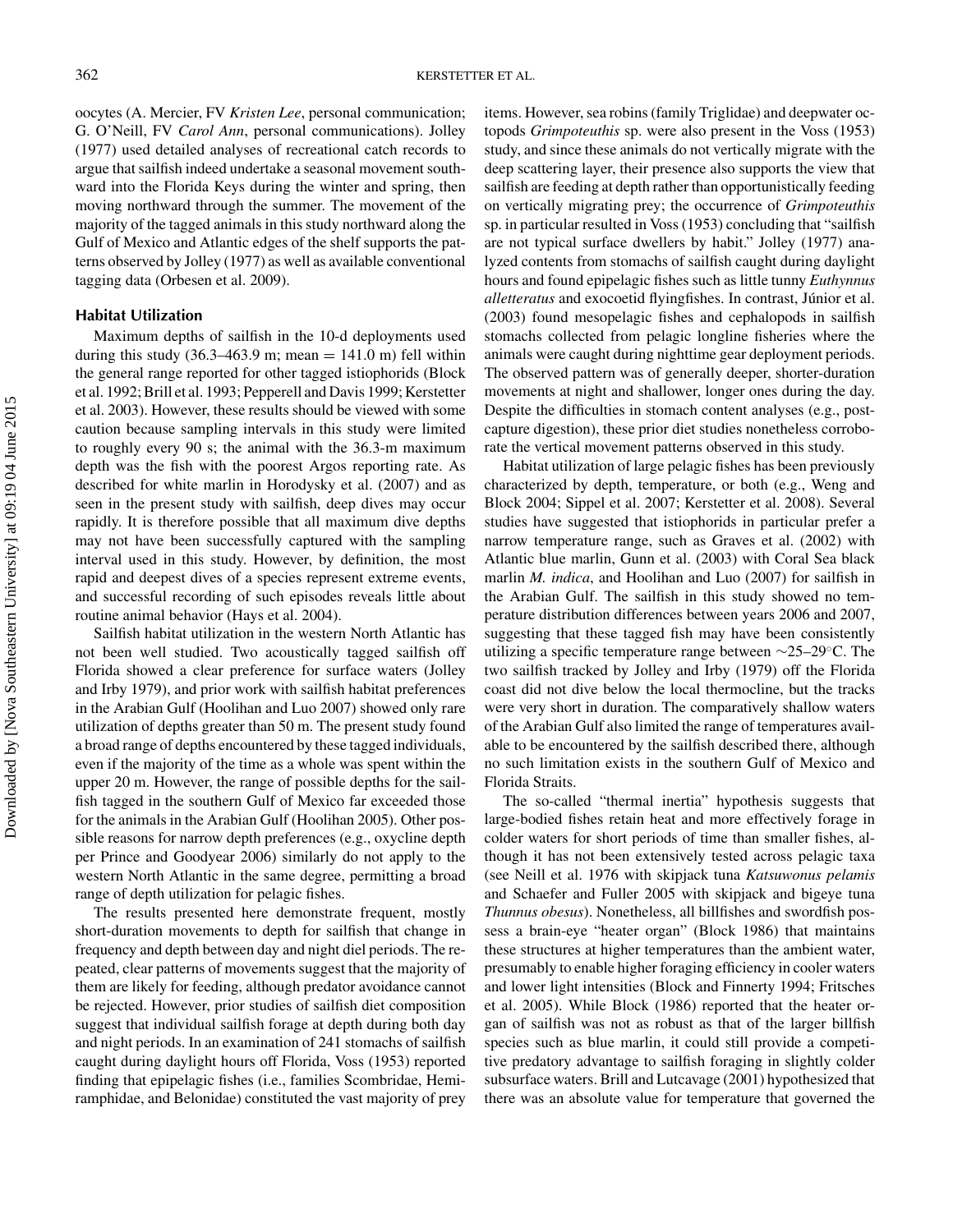oocytes (A. Mercier, FV *Kristen Lee*, personal communication; G. O'Neill, FV *Carol Ann*, personal communications). Jolley (1977) used detailed analyses of recreational catch records to argue that sailfish indeed undertake a seasonal movement southward into the Florida Keys during the winter and spring, then moving northward through the summer. The movement of the majority of the tagged animals in this study northward along the Gulf of Mexico and Atlantic edges of the shelf supports the patterns observed by Jolley (1977) as well as available conventional tagging data (Orbesen et al. 2009).

### Habitat Utilization

Maximum depths of sailfish in the 10-d deployments used during this study (36.3–463.9 m; mean = 141.0 m) fell within the general range reported for other tagged istiophorids (Block et al. 1992; Brill et al. 1993; Pepperell and Davis 1999; Kerstetter et al. 2003). However, these results should be viewed with some caution because sampling intervals in this study were limited to roughly every 90 s; the animal with the 36.3-m maximum depth was the fish with the poorest Argos reporting rate. As described for white marlin in Horodysky et al. (2007) and as seen in the present study with sailfish, deep dives may occur rapidly. It is therefore possible that all maximum dive depths may not have been successfully captured with the sampling interval used in this study. However, by definition, the most rapid and deepest dives of a species represent extreme events, and successful recording of such episodes reveals little about routine animal behavior (Hays et al. 2004).

Sailfish habitat utilization in the western North Atlantic has not been well studied. Two acoustically tagged sailfish off Florida showed a clear preference for surface waters (Jolley and Irby 1979), and prior work with sailfish habitat preferences in the Arabian Gulf (Hoolihan and Luo 2007) showed only rare utilization of depths greater than 50 m. The present study found a broad range of depths encountered by these tagged individuals, even if the majority of the time as a whole was spent within the upper 20 m. However, the range of possible depths for the sailfish tagged in the southern Gulf of Mexico far exceeded those for the animals in the Arabian Gulf (Hoolihan 2005). Other possible reasons for narrow depth preferences (e.g., oxycline depth per Prince and Goodyear 2006) similarly do not apply to the western North Atlantic in the same degree, permitting a broad range of depth utilization for pelagic fishes.

The results presented here demonstrate frequent, mostly short-duration movements to depth for sailfish that change in frequency and depth between day and night diel periods. The repeated, clear patterns of movements suggest that the majority of them are likely for feeding, although predator avoidance cannot be rejected. However, prior studies of sailfish diet composition suggest that individual sailfish forage at depth during both day and night periods. In an examination of 241 stomachs of sailfish caught during daylight hours off Florida, Voss (1953) reported finding that epipelagic fishes (i.e., families Scombridae, Hemiramphidae, and Belonidae) constituted the vast majority of prey items. However, sea robins (family Triglidae) and deepwater octopods *Grimpoteuthis* sp. were also present in the Voss (1953) study, and since these animals do not vertically migrate with the deep scattering layer, their presence also supports the view that sailfish are feeding at depth rather than opportunistically feeding on vertically migrating prey; the occurrence of *Grimpoteuthis* sp. in particular resulted in Voss (1953) concluding that "sailfish are not typical surface dwellers by habit." Jolley (1977) analyzed contents from stomachs of sailfish caught during daylight hours and found epipelagic fishes such as little tunny *Euthynnus alletteratus* and exocoetid flyingfishes. In contrast, Júnior et al. (2003) found mesopelagic fishes and cephalopods in sailfish stomachs collected from pelagic longline fisheries where the animals were caught during nighttime gear deployment periods. The observed pattern was of generally deeper, shorter-duration movements at night and shallower, longer ones during the day. Despite the difficulties in stomach content analyses (e.g., post-capture digestion), these prior diet studies nonetheless corroborate the vertical movement patterns observed in this study.

Habitat utilization of large pelagic fishes has been previously characterized by depth, temperature, or both (e.g., Weng and Block 2004; Sippel et al. 2007; Kerstetter et al. 2008). Several studies have suggested that istiophorids in particular prefer a narrow temperature range, such as Graves et al. (2002) with Atlantic blue marlin, Gunn et al. (2003) with Coral Sea black marlin *M. indica*, and Hoolihan and Luo (2007) for sailfish in the Arabian Gulf. The sailfish in this study showed no temperature distribution differences between years 2006 and 2007, suggesting that these tagged fish may have been consistently utilizing a specific temperature range between ∼25–29°C. The two sailfish tracked by Jolley and Irby (1979) off the Florida coast did not dive below the local thermocline, but the tracks were very short in duration. The comparatively shallow waters of the Arabian Gulf also limited the range of temperatures available to be encountered by the sailfish described there, although no such limitation exists in the southern Gulf of Mexico and Florida Straits.

The so-called "thermal inertia" hypothesis suggests that large-bodied fishes retain heat and more effectively forage in colder waters for short periods of time than smaller fishes, although it has not been extensively tested across pelagic taxa (see Neill et al. 1976 with skipjack tuna *Katsuwonus pelamis* and Schaefer and Fuller 2005 with skipjack and bigeye tuna *Thunnus obesus*). Nonetheless, all billfishes and swordfish possess a brain-eye "heater organ" (Block 1986) that maintains these structures at higher temperatures than the ambient water, presumably to enable higher foraging efficiency in cooler waters and lower light intensities (Block and Finnerty 1994; Fritsches et al. 2005). While Block (1986) reported that the heater organ of sailfish was not as robust as that of the larger billfish species such as blue marlin, it could still provide a competitive predatory advantage to sailfish foraging in slightly colder subsurface waters. Brill and Lutcavage (2001) hypothesized that there was an absolute value for temperature that governed the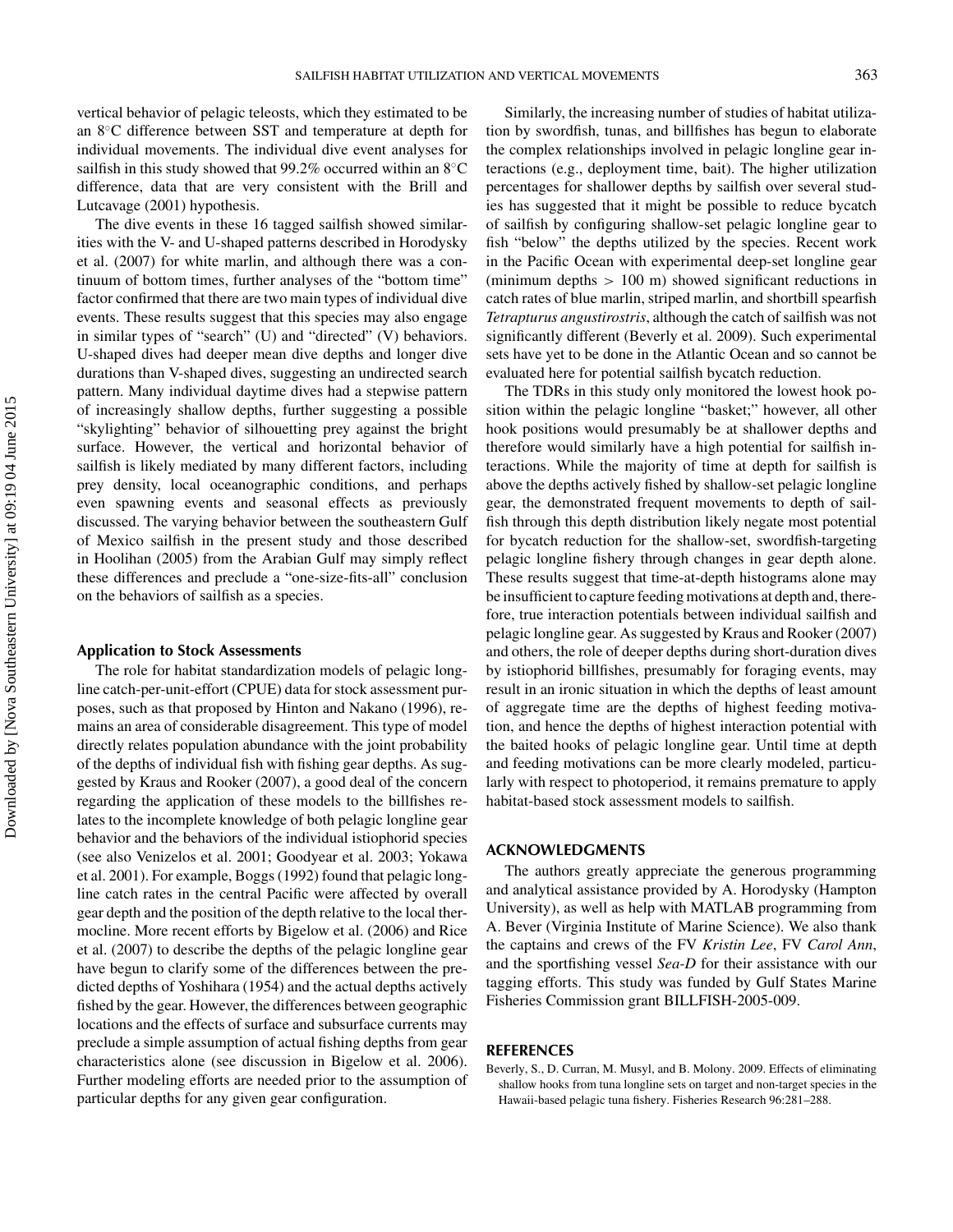vertical behavior of pelagic teleosts, which they estimated to be an 8°C difference between SST and temperature at depth for individual movements. The individual dive event analyses for sailfish in this study showed that 99.2% occurred within an 8°C difference, data that are very consistent with the Brill and Lutcavage (2001) hypothesis.

The dive events in these 16 tagged sailfish showed similarities with the V- and U-shaped patterns described in Horodysky et al. (2007) for white marlin, and although there was a continuum of bottom times, further analyses of the "bottom time" factor confirmed that there are two main types of individual dive events. These results suggest that this species may also engage in similar types of "search" (U) and "directed" (V) behaviors. U-shaped dives had deeper mean dive depths and longer dive durations than V-shaped dives, suggesting an undirected search pattern. Many individual daytime dives had a stepwise pattern of increasingly shallow depths, further suggesting a possible "skylighting" behavior of silhouetting prey against the bright surface. However, the vertical and horizontal behavior of sailfish is likely mediated by many different factors, including prey density, local oceanographic conditions, and perhaps even spawning events and seasonal effects as previously discussed. The varying behavior between the southeastern Gulf of Mexico sailfish in the present study and those described in Hoolihan (2005) from the Arabian Gulf may simply reflect these differences and preclude a "one-size-fits-all" conclusion on the behaviors of sailfish as a species.

### Application to Stock Assessments

The role for habitat standardization models of pelagic longline catch-per-unit-effort (CPUE) data for stock assessment purposes, such as that proposed by Hinton and Nakano (1996), remains an area of considerable disagreement. This type of model directly relates population abundance with the joint probability of the depths of individual fish with fishing gear depths. As suggested by Kraus and Rooker (2007), a good deal of the concern regarding the application of these models to the billfishes relates to the incomplete knowledge of both pelagic longline gear behavior and the behaviors of the individual istiophorid species (see also Venizelos et al. 2001; Goodyear et al. 2003; Yokawa et al. 2001). For example, Boggs (1992) found that pelagic longline catch rates in the central Pacific were affected by overall gear depth and the position of the depth relative to the local thermocline. More recent efforts by Bigelow et al. (2006) and Rice et al. (2007) to describe the depths of the pelagic longline gear have begun to clarify some of the differences between the predicted depths of Yoshihara (1954) and the actual depths actively fished by the gear. However, the differences between geographic locations and the effects of surface and subsurface currents may preclude a simple assumption of actual fishing depths from gear characteristics alone (see discussion in Bigelow et al. 2006). Further modeling efforts are needed prior to the assumption of particular depths for any given gear configuration.

Similarly, the increasing number of studies of habitat utilization by swordfish, tunas, and billfishes has begun to elaborate the complex relationships involved in pelagic longline gear interactions (e.g., deployment time, bait). The higher utilization percentages for shallower depths by sailfish over several studies has suggested that it might be possible to reduce bycatch of sailfish by configuring shallow-set pelagic longline gear to fish "below" the depths utilized by the species. Recent work in the Pacific Ocean with experimental deep-set longline gear (minimum depths > 100 m) showed significant reductions in catch rates of blue marlin, striped marlin, and shortbill spearfish *Tetrapturus angustirostris*, although the catch of sailfish was not significantly different (Beverly et al. 2009). Such experimental sets have yet to be done in the Atlantic Ocean and so cannot be evaluated here for potential sailfish bycatch reduction.

The TDRs in this study only monitored the lowest hook position within the pelagic longline "basket;" however, all other hook positions would presumably be at shallower depths and therefore would similarly have a high potential for sailfish interactions. While the majority of time at depth for sailfish is above the depths actively fished by shallow-set pelagic longline gear, the demonstrated frequent movements to depth of sailfish through this depth distribution likely negate most potential for bycatch reduction for the shallow-set, swordfish-targeting pelagic longline fishery through changes in gear depth alone. These results suggest that time-at-depth histograms alone may be insufficient to capture feeding motivations at depth and, therefore, true interaction potentials between individual sailfish and pelagic longline gear. As suggested by Kraus and Rooker (2007) and others, the role of deeper depths during short-duration dives by istiophorid billfishes, presumably for foraging events, may result in an ironic situation in which the depths of least amount of aggregate time are the depths of highest feeding motivation, and hence the depths of highest interaction potential with the baited hooks of pelagic longline gear. Until time at depth and feeding motivations can be more clearly modeled, particularly with respect to photoperiod, it remains premature to apply habitat-based stock assessment models to sailfish.

## ACKNOWLEDGMENTS

The authors greatly appreciate the generous programming and analytical assistance provided by A. Horodysky (Hampton University), as well as help with MATLAB programming from A. Bever (Virginia Institute of Marine Science). We also thank the captains and crews of the FV *Kristin Lee*, FV *Carol Ann*, and the sportfishing vessel *Sea-D* for their assistance with our tagging efforts. This study was funded by Gulf States Marine Fisheries Commission grant BILLFISH-2005-009.

## REFERENCES

Beverly, S., D. Curran, M. Musyl, and B. Molony. 2009. Effects of eliminating shallow hooks from tuna longline sets on target and non-target species in the Hawaii-based pelagic tuna fishery. Fisheries Research 96:281–288.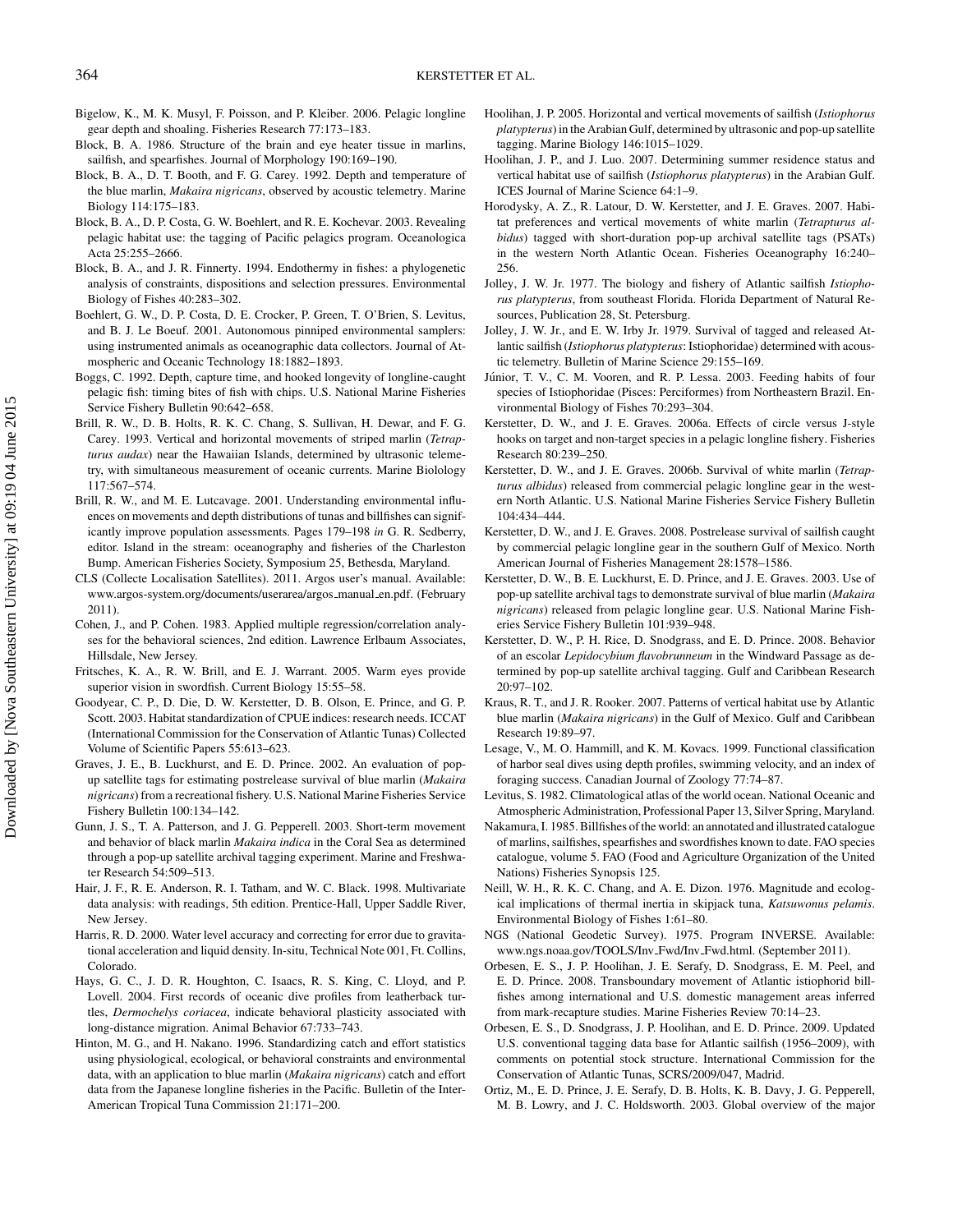Bigelow, K., M. K. Musyl, F. Poisson, and P. Kleiber. 2006. Pelagic longline gear depth and shoaling. Fisheries Research 77:173–183.

Block, B. A. 1986. Structure of the brain and eye heater tissue in marlins, sailfish, and spearfishes. Journal of Morphology 190:169–190.

Block, B. A., D. T. Booth, and F. G. Carey. 1992. Depth and temperature of the blue marlin, *Makaira nigricans*, observed by acoustic telemetry. Marine Biology 114:175–183.

Block, B. A., D. P. Costa, G. W. Boehlert, and R. E. Kochevar. 2003. Revealing pelagic habitat use: the tagging of Pacific pelagics program. Oceanologica Acta 25:255–2666.

Block, B. A., and J. R. Finnerty. 1994. Endothermy in fishes: a phylogenetic analysis of constraints, dispositions and selection pressures. Environmental Biology of Fishes 40:283–302.

Boehlert, G. W., D. P. Costa, D. E. Crocker, P. Green, T. O'Brien, S. Levitus, and B. J. Le Boeuf. 2001. Autonomous pinniped environmental samplers: using instrumented animals as oceanographic data collectors. Journal of Atmospheric and Oceanic Technology 18:1882–1893.

Boggs, C. 1992. Depth, capture time, and hooked longevity of longline-caught pelagic fish: timing bites of fish with chips. U.S. National Marine Fisheries Service Fishery Bulletin 90:642–658.

Brill, R. W., D. B. Holts, R. K. C. Chang, S. Sullivan, H. Dewar, and F. G. Carey. 1993. Vertical and horizontal movements of striped marlin (*Tetrapturus audax*) near the Hawaiian Islands, determined by ultrasonic telemetry, with simultaneous measurement of oceanic currents. Marine Biolology 117:567–574.

Brill, R. W., and M. E. Lutcavage. 2001. Understanding environmental influences on movements and depth distributions of tunas and billfishes can significantly improve population assessments. Pages 179–198 *in* G. R. Sedberry, editor. Island in the stream: oceanography and fisheries of the Charleston Bump. American Fisheries Society, Symposium 25, Bethesda, Maryland.

CLS (Collecte Localisation Satellites). 2011. Argos user's manual. Available: www.argos-system.org/documents/userarea/argos_manual_en.pdf. (February 2011).

Cohen, J., and P. Cohen. 1983. Applied multiple regression/correlation analyses for the behavioral sciences, 2nd edition. Lawrence Erlbaum Associates, Hillsdale, New Jersey.

Fritsches, K. A., R. W. Brill, and E. J. Warrant. 2005. Warm eyes provide superior vision in swordfish. Current Biology 15:55–58.

Goodyear, C. P., D. Die, D. W. Kerstetter, D. B. Olson, E. Prince, and G. P. Scott. 2003. Habitat standardization of CPUE indices: research needs. ICCAT (International Commission for the Conservation of Atlantic Tunas) Collected Volume of Scientific Papers 55:613–623.

Graves, J. E., B. Luckhurst, and E. D. Prince. 2002. An evaluation of pop-up satellite tags for estimating postrelease survival of blue marlin (*Makaira nigricans*) from a recreational fishery. U.S. National Marine Fisheries Service Fishery Bulletin 100:134–142.

Gunn, J. S., T. A. Patterson, and J. G. Pepperell. 2003. Short-term movement and behavior of black marlin *Makaira indica* in the Coral Sea as determined through a pop-up satellite archival tagging experiment. Marine and Freshwater Research 54:509–513.

Hair, J. F., R. E. Anderson, R. I. Tatham, and W. C. Black. 1998. Multivariate data analysis: with readings, 5th edition. Prentice-Hall, Upper Saddle River, New Jersey.

Harris, R. D. 2000. Water level accuracy and correcting for error due to gravitational acceleration and liquid density. In-situ, Technical Note 001, Ft. Collins, Colorado.

Hays, G. C., J. D. R. Houghton, C. Isaacs, R. S. King, C. Lloyd, and P. Lovell. 2004. First records of oceanic dive profiles from leatherback turtles, *Dermochelys coriacea*, indicate behavioral plasticity associated with long-distance migration. Animal Behavior 67:733–743.

Hinton, M. G., and H. Nakano. 1996. Standardizing catch and effort statistics using physiological, ecological, or behavioral constraints and environmental data, with an application to blue marlin (*Makaira nigricans*) catch and effort data from the Japanese longline fisheries in the Pacific. Bulletin of the Inter-American Tropical Tuna Commission 21:171–200.

Hoolihan, J. P. 2005. Horizontal and vertical movements of sailfish (*Istiophorus platypterus*) in the Arabian Gulf, determined by ultrasonic and pop-up satellite tagging. Marine Biology 146:1015–1029.

Hoolihan, J. P., and J. Luo. 2007. Determining summer residence status and vertical habitat use of sailfish (*Istiophorus platypterus*) in the Arabian Gulf. ICES Journal of Marine Science 64:1–9.

Horodysky, A. Z., R. Latour, D. W. Kerstetter, and J. E. Graves. 2007. Habitat preferences and vertical movements of white marlin (*Tetrapturus albidus*) tagged with short-duration pop-up archival satellite tags (PSATs) in the western North Atlantic Ocean. Fisheries Oceanography 16:240–256.

Jolley, J. W. Jr. 1977. The biology and fishery of Atlantic sailfish *Istiophorus platypterus*, from southeast Florida. Florida Department of Natural Resources, Publication 28, St. Petersburg.

Jolley, J. W. Jr., and E. W. Irby Jr. 1979. Survival of tagged and released Atlantic sailfish (*Istiophorus platypterus*: Istiophoridae) determined with acoustic telemetry. Bulletin of Marine Science 29:155–169.

Júnior, T. V., C. M. Vooren, and R. P. Lessa. 2003. Feeding habits of four species of Istiophoridae (Pisces: Perciformes) from Northeastern Brazil. Environmental Biology of Fishes 70:293–304.

Kerstetter, D. W., and J. E. Graves. 2006a. Effects of circle versus J-style hooks on target and non-target species in a pelagic longline fishery. Fisheries Research 80:239–250.

Kerstetter, D. W., and J. E. Graves. 2006b. Survival of white marlin (*Tetrapturus albidus*) released from commercial pelagic longline gear in the western North Atlantic. U.S. National Marine Fisheries Service Fishery Bulletin 104:434–444.

Kerstetter, D. W., and J. E. Graves. 2008. Postrelease survival of sailfish caught by commercial pelagic longline gear in the southern Gulf of Mexico. North American Journal of Fisheries Management 28:1578–1586.

Kerstetter, D. W., B. E. Luckhurst, E. D. Prince, and J. E. Graves. 2003. Use of pop-up satellite archival tags to demonstrate survival of blue marlin (*Makaira nigricans*) released from pelagic longline gear. U.S. National Marine Fisheries Service Fishery Bulletin 101:939–948.

Kerstetter, D. W., P. H. Rice, D. Snodgrass, and E. D. Prince. 2008. Behavior of an escolar *Lepidocybium flavobrunneum* in the Windward Passage as determined by pop-up satellite archival tagging. Gulf and Caribbean Research 20:97–102.

Kraus, R. T., and J. R. Rooker. 2007. Patterns of vertical habitat use by Atlantic blue marlin (*Makaira nigricans*) in the Gulf of Mexico. Gulf and Caribbean Research 19:89–97.

Lesage, V., M. O. Hammill, and K. M. Kovacs. 1999. Functional classification of harbor seal dives using depth profiles, swimming velocity, and an index of foraging success. Canadian Journal of Zoology 77:74–87.

Levitus, S. 1982. Climatological atlas of the world ocean. National Oceanic and Atmospheric Administration, Professional Paper 13, Silver Spring, Maryland.

Nakamura, I. 1985. Billfishes of the world: an annotated and illustrated catalogue of marlins, sailfishes, spearfishes and swordfishes known to date. FAO species catalogue, volume 5. FAO (Food and Agriculture Organization of the United Nations) Fisheries Synopsis 125.

Neill, W. H., R. K. C. Chang, and A. E. Dizon. 1976. Magnitude and ecological implications of thermal inertia in skipjack tuna, *Katsuwonus pelamis*. Environmental Biology of Fishes 1:61–80.

NGS (National Geodetic Survey). 1975. Program INVERSE. Available: www.ngs.noaa.gov/TOOLS/Inv_Fwd/Inv_Fwd.html. (September 2011).

Orbesen, E. S., J. P. Hoolihan, J. E. Serafy, D. Snodgrass, E. M. Peel, and E. D. Prince. 2008. Transboundary movement of Atlantic istiophorid billfishes among international and U.S. domestic management areas inferred from mark-recapture studies. Marine Fisheries Review 70:14–23.

Orbesen, E. S., D. Snodgrass, J. P. Hoolihan, and E. D. Prince. 2009. Updated U.S. conventional tagging data base for Atlantic sailfish (1956–2009), with comments on potential stock structure. International Commission for the Conservation of Atlantic Tunas, SCRS/2009/047, Madrid.

Ortiz, M., E. D. Prince, J. E. Serafy, D. B. Holts, K. B. Davy, J. G. Pepperell, M. B. Lowry, and J. C. Holdsworth. 2003. Global overview of the major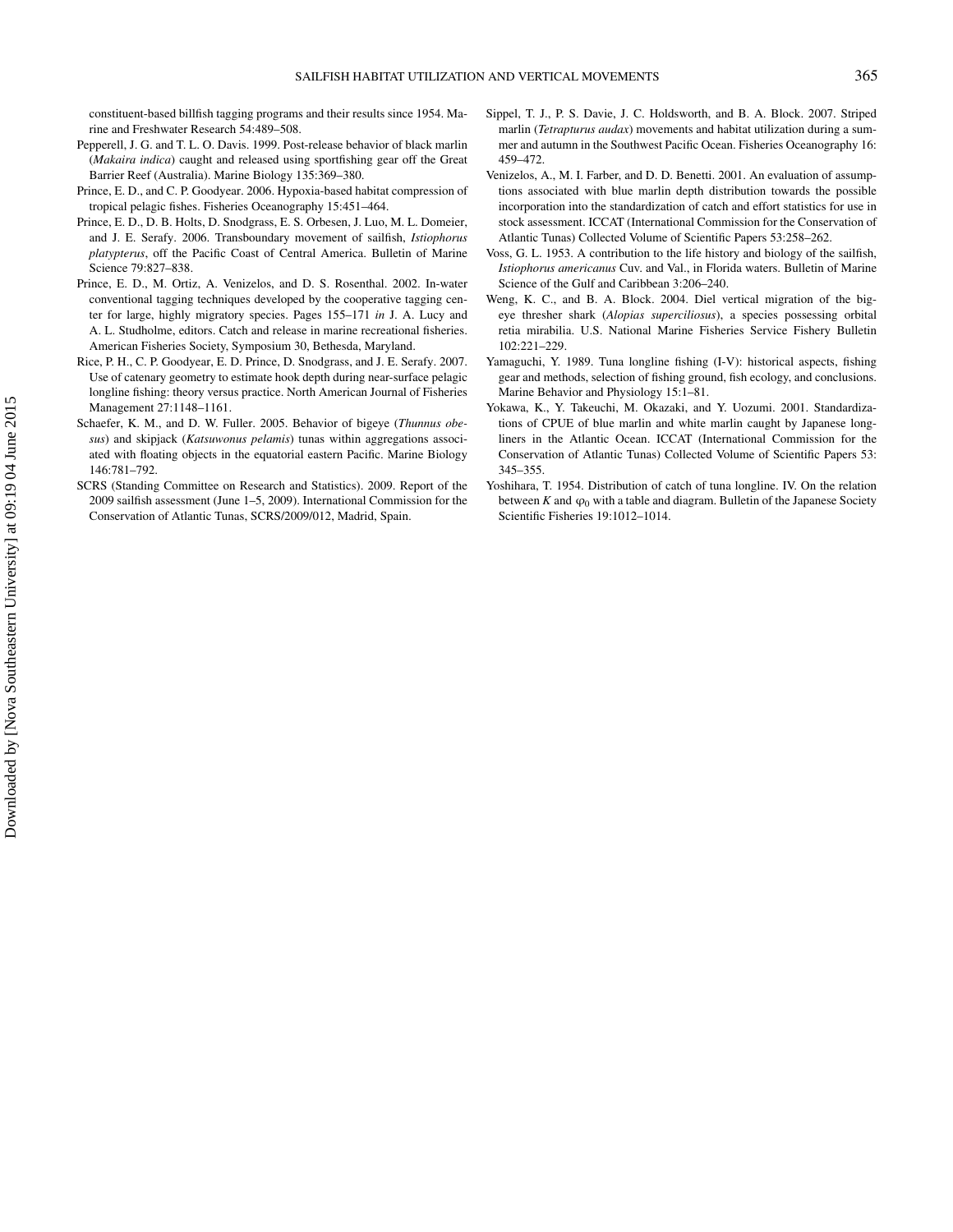constituent-based billfish tagging programs and their results since 1954. Marine and Freshwater Research 54:489–508.

Pepperell, J. G. and T. L. O. Davis. 1999. Post-release behavior of black marlin (*Makaira indica*) caught and released using sportfishing gear off the Great Barrier Reef (Australia). Marine Biology 135:369–380.

Prince, E. D., and C. P. Goodyear. 2006. Hypoxia-based habitat compression of tropical pelagic fishes. Fisheries Oceanography 15:451–464.

Prince, E. D., D. B. Holts, D. Snodgrass, E. S. Orbesen, J. Luo, M. L. Domeier, and J. E. Serafy. 2006. Transboundary movement of sailfish, *Istiophorus platypterus*, off the Pacific Coast of Central America. Bulletin of Marine Science 79:827–838.

Prince, E. D., M. Ortiz, A. Venizelos, and D. S. Rosenthal. 2002. In-water conventional tagging techniques developed by the cooperative tagging center for large, highly migratory species. Pages 155–171 *in* J. A. Lucy and A. L. Studholme, editors. Catch and release in marine recreational fisheries. American Fisheries Society, Symposium 30, Bethesda, Maryland.

Rice, P. H., C. P. Goodyear, E. D. Prince, D. Snodgrass, and J. E. Serafy. 2007. Use of catenary geometry to estimate hook depth during near-surface pelagic longline fishing: theory versus practice. North American Journal of Fisheries Management 27:1148–1161.

Schaefer, K. M., and D. W. Fuller. 2005. Behavior of bigeye (*Thunnus obesus*) and skipjack (*Katsuwonus pelamis*) tunas within aggregations associated with floating objects in the equatorial eastern Pacific. Marine Biology 146:781–792.

SCRS (Standing Committee on Research and Statistics). 2009. Report of the 2009 sailfish assessment (June 1–5, 2009). International Commission for the Conservation of Atlantic Tunas, SCRS/2009/012, Madrid, Spain.

Sippel, T. J., P. S. Davie, J. C. Holdsworth, and B. A. Block. 2007. Striped marlin (*Tetrapturus audax*) movements and habitat utilization during a summer and autumn in the Southwest Pacific Ocean. Fisheries Oceanography 16: 459–472.

Venizelos, A., M. I. Farber, and D. D. Benetti. 2001. An evaluation of assumptions associated with blue marlin depth distribution towards the possible incorporation into the standardization of catch and effort statistics for use in stock assessment. ICCAT (International Commission for the Conservation of Atlantic Tunas) Collected Volume of Scientific Papers 53:258–262.

Voss, G. L. 1953. A contribution to the life history and biology of the sailfish, *Istiophorus americanus* Cuv. and Val., in Florida waters. Bulletin of Marine Science of the Gulf and Caribbean 3:206–240.

Weng, K. C., and B. A. Block. 2004. Diel vertical migration of the bigeye thresher shark (*Alopias superciliosus*), a species possessing orbital retia mirabilia. U.S. National Marine Fisheries Service Fishery Bulletin 102:221–229.

Yamaguchi, Y. 1989. Tuna longline fishing (I-V): historical aspects, fishing gear and methods, selection of fishing ground, fish ecology, and conclusions. Marine Behavior and Physiology 15:1–81.

Yokawa, K., Y. Takeuchi, M. Okazaki, and Y. Uozumi. 2001. Standardizations of CPUE of blue marlin and white marlin caught by Japanese longliners in the Atlantic Ocean. ICCAT (International Commission for the Conservation of Atlantic Tunas) Collected Volume of Scientific Papers 53: 345–355.

Yoshihara, T. 1954. Distribution of catch of tuna longline. IV. On the relation between $K$ and $\varphi_0$ with a table and diagram. Bulletin of the Japanese Society Scientific Fisheries 19:1012–1014.